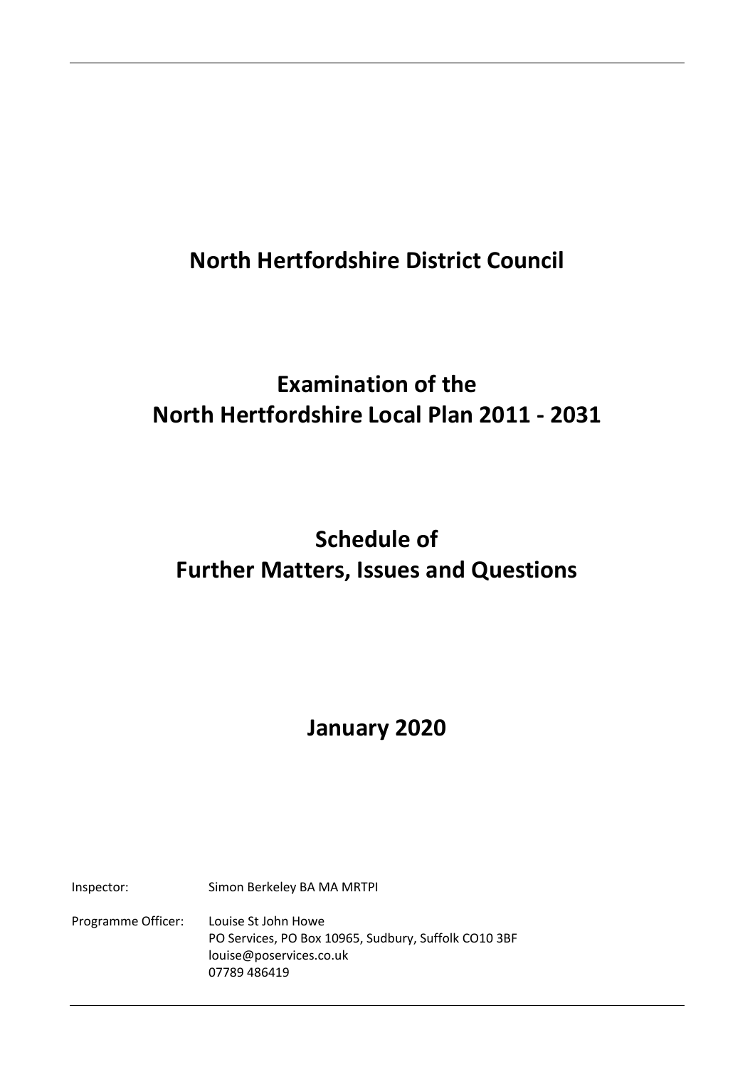# North Hertfordshire District Council

# Examination of the North Hertfordshire Local Plan 2011 - 2031

# Schedule of Further Matters, Issues and Questions

## January 2020

| | |
|---|---|
| Inspector: | Simon Berkeley BA MA MRTPI |
| Programme Officer: | Louise St John Howe<br>PO Services, PO Box 10965, Sudbury, Suffolk CO10 3BF<br>louise@poservices.co.uk<br>07789 486419 |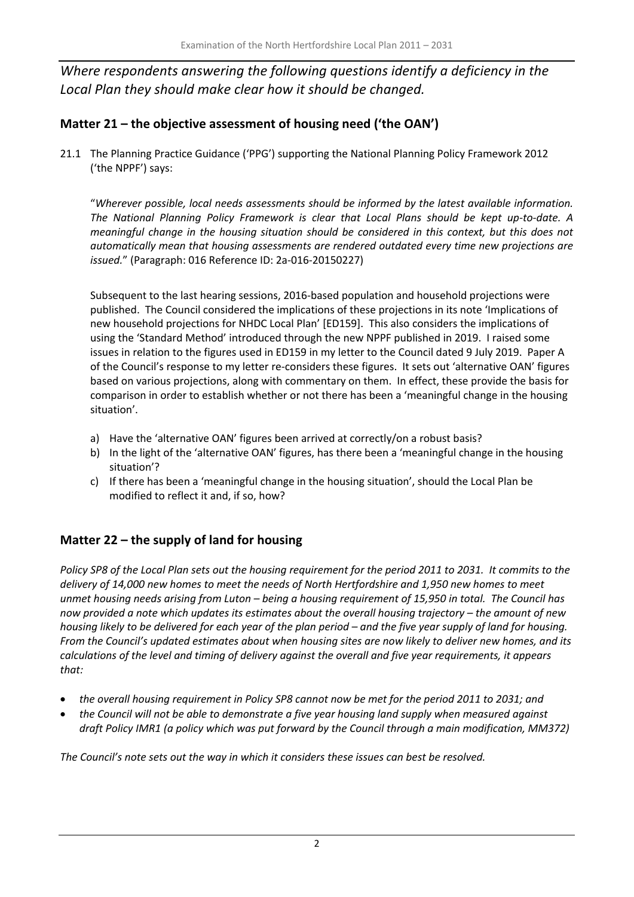*Where respondents answering the following questions identify a deficiency in the Local Plan they should make clear how it should be changed.*

## Matter 21 – the objective assessment of housing need ('the OAN')

21.1 The Planning Practice Guidance ('PPG') supporting the National Planning Policy Framework 2012 ('the NPPF') says:

"*Wherever possible, local needs assessments should be informed by the latest available information. The National Planning Policy Framework is clear that Local Plans should be kept up-to-date. A meaningful change in the housing situation should be considered in this context, but this does not automatically mean that housing assessments are rendered outdated every time new projections are issued.*" (Paragraph: 016 Reference ID: 2a-016-20150227)

Subsequent to the last hearing sessions, 2016-based population and household projections were published. The Council considered the implications of these projections in its note 'Implications of new household projections for NHDC Local Plan' [ED159]. This also considers the implications of using the 'Standard Method' introduced through the new NPPF published in 2019. I raised some issues in relation to the figures used in ED159 in my letter to the Council dated 9 July 2019. Paper A of the Council's response to my letter re-considers these figures. It sets out 'alternative OAN' figures based on various projections, along with commentary on them. In effect, these provide the basis for comparison in order to establish whether or not there has been a 'meaningful change in the housing situation'.

a) Have the 'alternative OAN' figures been arrived at correctly/on a robust basis?
b) In the light of the 'alternative OAN' figures, has there been a 'meaningful change in the housing situation'?
c) If there has been a 'meaningful change in the housing situation', should the Local Plan be modified to reflect it and, if so, how?

## Matter 22 – the supply of land for housing

*Policy SP8 of the Local Plan sets out the housing requirement for the period 2011 to 2031. It commits to the delivery of 14,000 new homes to meet the needs of North Hertfordshire and 1,950 new homes to meet unmet housing needs arising from Luton – being a housing requirement of 15,950 in total. The Council has now provided a note which updates its estimates about the overall housing trajectory – the amount of new housing likely to be delivered for each year of the plan period – and the five year supply of land for housing. From the Council's updated estimates about when housing sites are now likely to deliver new homes, and its calculations of the level and timing of delivery against the overall and five year requirements, it appears that:*

- *the overall housing requirement in Policy SP8 cannot now be met for the period 2011 to 2031; and*
- *the Council will not be able to demonstrate a five year housing land supply when measured against draft Policy IMR1 (a policy which was put forward by the Council through a main modification, MM372)*

*The Council's note sets out the way in which it considers these issues can best be resolved.*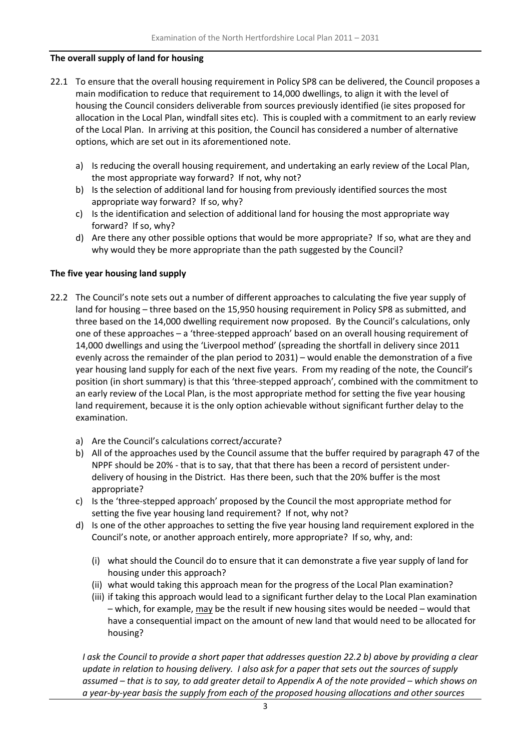**The overall supply of land for housing**

22.1 To ensure that the overall housing requirement in Policy SP8 can be delivered, the Council proposes a main modification to reduce that requirement to 14,000 dwellings, to align it with the level of housing the Council considers deliverable from sources previously identified (ie sites proposed for allocation in the Local Plan, windfall sites etc). This is coupled with a commitment to an early review of the Local Plan. In arriving at this position, the Council has considered a number of alternative options, which are set out in its aforementioned note.

a) Is reducing the overall housing requirement, and undertaking an early review of the Local Plan, the most appropriate way forward? If not, why not?
b) Is the selection of additional land for housing from previously identified sources the most appropriate way forward? If so, why?
c) Is the identification and selection of additional land for housing the most appropriate way forward? If so, why?
d) Are there any other possible options that would be more appropriate? If so, what are they and why would they be more appropriate than the path suggested by the Council?

**The five year housing land supply**

22.2 The Council's note sets out a number of different approaches to calculating the five year supply of land for housing – three based on the 15,950 housing requirement in Policy SP8 as submitted, and three based on the 14,000 dwelling requirement now proposed. By the Council's calculations, only one of these approaches – a 'three-stepped approach' based on an overall housing requirement of 14,000 dwellings and using the 'Liverpool method' (spreading the shortfall in delivery since 2011 evenly across the remainder of the plan period to 2031) – would enable the demonstration of a five year housing land supply for each of the next five years. From my reading of the note, the Council's position (in short summary) is that this 'three-stepped approach', combined with the commitment to an early review of the Local Plan, is the most appropriate method for setting the five year housing land requirement, because it is the only option achievable without significant further delay to the examination.

a) Are the Council's calculations correct/accurate?
b) All of the approaches used by the Council assume that the buffer required by paragraph 47 of the NPPF should be 20% - that is to say, that that there has been a record of persistent under-delivery of housing in the District. Has there been, such that the 20% buffer is the most appropriate?
c) Is the 'three-stepped approach' proposed by the Council the most appropriate method for setting the five year housing land requirement? If not, why not?
d) Is one of the other approaches to setting the five year housing land requirement explored in the Council's note, or another approach entirely, more appropriate? If so, why, and:

   (i) what should the Council do to ensure that it can demonstrate a five year supply of land for housing under this approach?
   (ii) what would taking this approach mean for the progress of the Local Plan examination?
   (iii) if taking this approach would lead to a significant further delay to the Local Plan examination – which, for example, may be the result if new housing sites would be needed – would that have a consequential impact on the amount of new land that would need to be allocated for housing?

*I ask the Council to provide a short paper that addresses question 22.2 b) above by providing a clear update in relation to housing delivery. I also ask for a paper that sets out the sources of supply assumed – that is to say, to add greater detail to Appendix A of the note provided – which shows on a year-by-year basis the supply from each of the proposed housing allocations and other sources*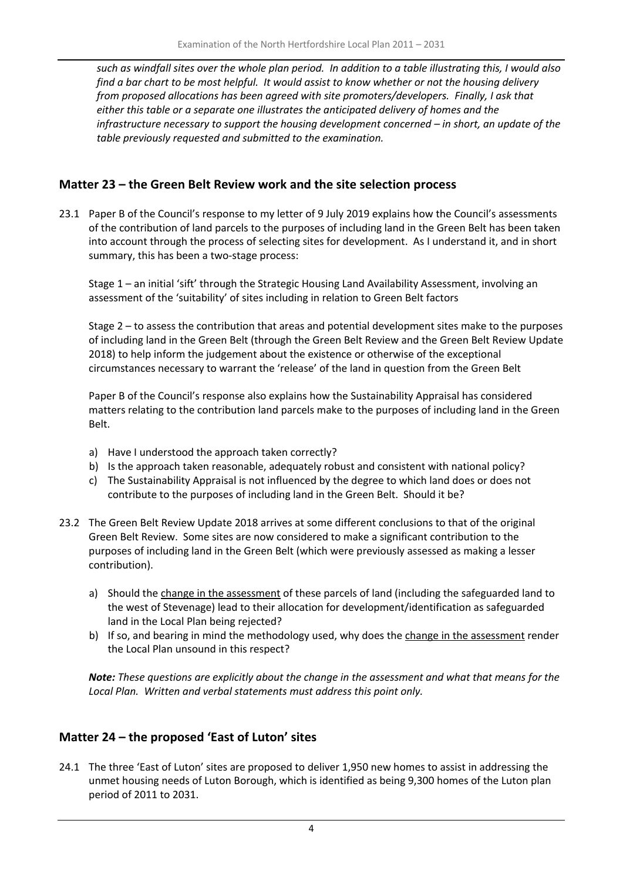*such as windfall sites over the whole plan period. In addition to a table illustrating this, I would also find a bar chart to be most helpful. It would assist to know whether or not the housing delivery from proposed allocations has been agreed with site promoters/developers. Finally, I ask that either this table or a separate one illustrates the anticipated delivery of homes and the infrastructure necessary to support the housing development concerned – in short, an update of the table previously requested and submitted to the examination.*

## Matter 23 – the Green Belt Review work and the site selection process

23.1 Paper B of the Council's response to my letter of 9 July 2019 explains how the Council's assessments of the contribution of land parcels to the purposes of including land in the Green Belt has been taken into account through the process of selecting sites for development. As I understand it, and in short summary, this has been a two-stage process:

Stage 1 – an initial 'sift' through the Strategic Housing Land Availability Assessment, involving an assessment of the 'suitability' of sites including in relation to Green Belt factors

Stage 2 – to assess the contribution that areas and potential development sites make to the purposes of including land in the Green Belt (through the Green Belt Review and the Green Belt Review Update 2018) to help inform the judgement about the existence or otherwise of the exceptional circumstances necessary to warrant the 'release' of the land in question from the Green Belt

Paper B of the Council's response also explains how the Sustainability Appraisal has considered matters relating to the contribution land parcels make to the purposes of including land in the Green Belt.

a) Have I understood the approach taken correctly?
b) Is the approach taken reasonable, adequately robust and consistent with national policy?
c) The Sustainability Appraisal is not influenced by the degree to which land does or does not contribute to the purposes of including land in the Green Belt. Should it be?

23.2 The Green Belt Review Update 2018 arrives at some different conclusions to that of the original Green Belt Review. Some sites are now considered to make a significant contribution to the purposes of including land in the Green Belt (which were previously assessed as making a lesser contribution).

a) Should the <u>change in the assessment</u> of these parcels of land (including the safeguarded land to the west of Stevenage) lead to their allocation for development/identification as safeguarded land in the Local Plan being rejected?
b) If so, and bearing in mind the methodology used, why does the <u>change in the assessment</u> render the Local Plan unsound in this respect?

***Note:*** *These questions are explicitly about the change in the assessment and what that means for the Local Plan. Written and verbal statements must address this point only.*

## Matter 24 – the proposed 'East of Luton' sites

24.1 The three 'East of Luton' sites are proposed to deliver 1,950 new homes to assist in addressing the unmet housing needs of Luton Borough, which is identified as being 9,300 homes of the Luton plan period of 2011 to 2031.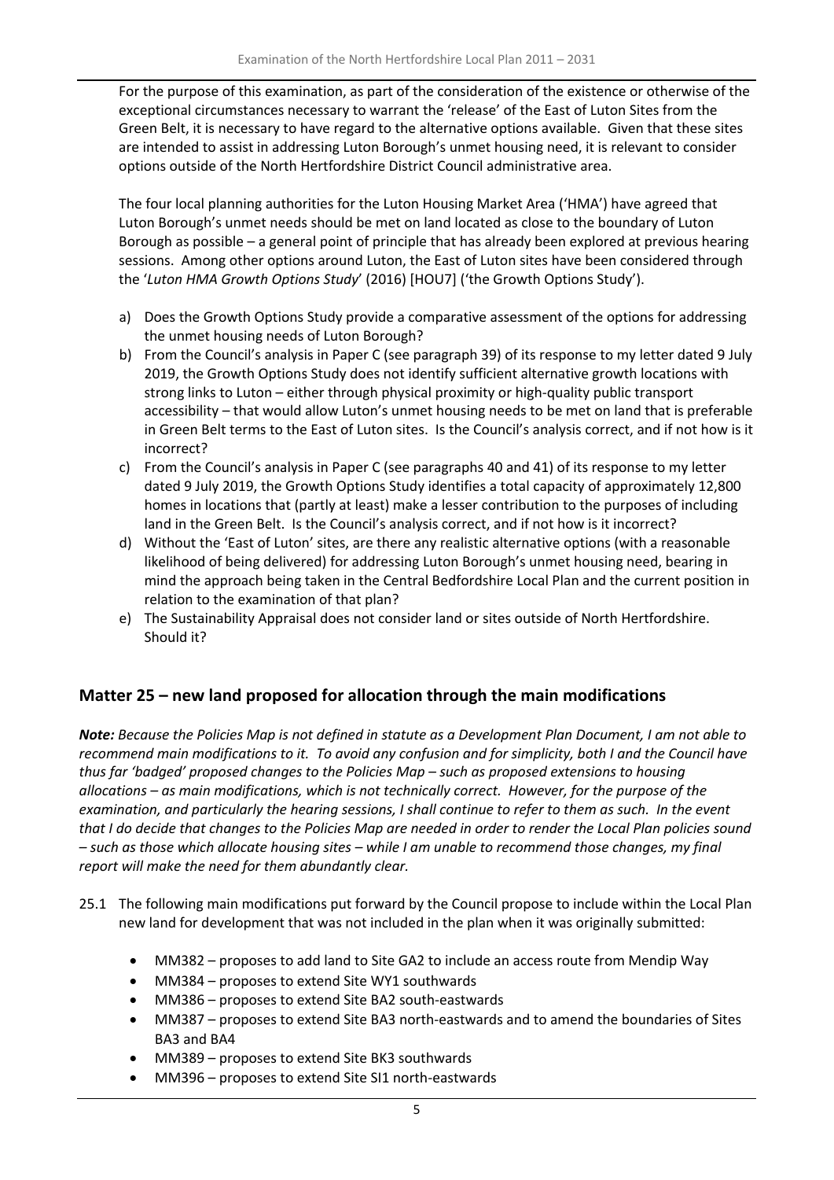For the purpose of this examination, as part of the consideration of the existence or otherwise of the exceptional circumstances necessary to warrant the 'release' of the East of Luton Sites from the Green Belt, it is necessary to have regard to the alternative options available. Given that these sites are intended to assist in addressing Luton Borough's unmet housing need, it is relevant to consider options outside of the North Hertfordshire District Council administrative area.

The four local planning authorities for the Luton Housing Market Area ('HMA') have agreed that Luton Borough's unmet needs should be met on land located as close to the boundary of Luton Borough as possible – a general point of principle that has already been explored at previous hearing sessions. Among other options around Luton, the East of Luton sites have been considered through the '*Luton HMA Growth Options Study*' (2016) [HOU7] ('the Growth Options Study').

a) Does the Growth Options Study provide a comparative assessment of the options for addressing the unmet housing needs of Luton Borough?
b) From the Council's analysis in Paper C (see paragraph 39) of its response to my letter dated 9 July 2019, the Growth Options Study does not identify sufficient alternative growth locations with strong links to Luton – either through physical proximity or high-quality public transport accessibility – that would allow Luton's unmet housing needs to be met on land that is preferable in Green Belt terms to the East of Luton sites. Is the Council's analysis correct, and if not how is it incorrect?
c) From the Council's analysis in Paper C (see paragraphs 40 and 41) of its response to my letter dated 9 July 2019, the Growth Options Study identifies a total capacity of approximately 12,800 homes in locations that (partly at least) make a lesser contribution to the purposes of including land in the Green Belt. Is the Council's analysis correct, and if not how is it incorrect?
d) Without the 'East of Luton' sites, are there any realistic alternative options (with a reasonable likelihood of being delivered) for addressing Luton Borough's unmet housing need, bearing in mind the approach being taken in the Central Bedfordshire Local Plan and the current position in relation to the examination of that plan?
e) The Sustainability Appraisal does not consider land or sites outside of North Hertfordshire. Should it?

## Matter 25 – new land proposed for allocation through the main modifications

***Note:*** *Because the Policies Map is not defined in statute as a Development Plan Document, I am not able to recommend main modifications to it. To avoid any confusion and for simplicity, both I and the Council have thus far 'badged' proposed changes to the Policies Map – such as proposed extensions to housing allocations – as main modifications, which is not technically correct. However, for the purpose of the examination, and particularly the hearing sessions, I shall continue to refer to them as such. In the event that I do decide that changes to the Policies Map are needed in order to render the Local Plan policies sound – such as those which allocate housing sites – while I am unable to recommend those changes, my final report will make the need for them abundantly clear.*

25.1 The following main modifications put forward by the Council propose to include within the Local Plan new land for development that was not included in the plan when it was originally submitted:

- MM382 – proposes to add land to Site GA2 to include an access route from Mendip Way
- MM384 – proposes to extend Site WY1 southwards
- MM386 – proposes to extend Site BA2 south-eastwards
- MM387 – proposes to extend Site BA3 north-eastwards and to amend the boundaries of Sites BA3 and BA4
- MM389 – proposes to extend Site BK3 southwards
- MM396 – proposes to extend Site SI1 north-eastwards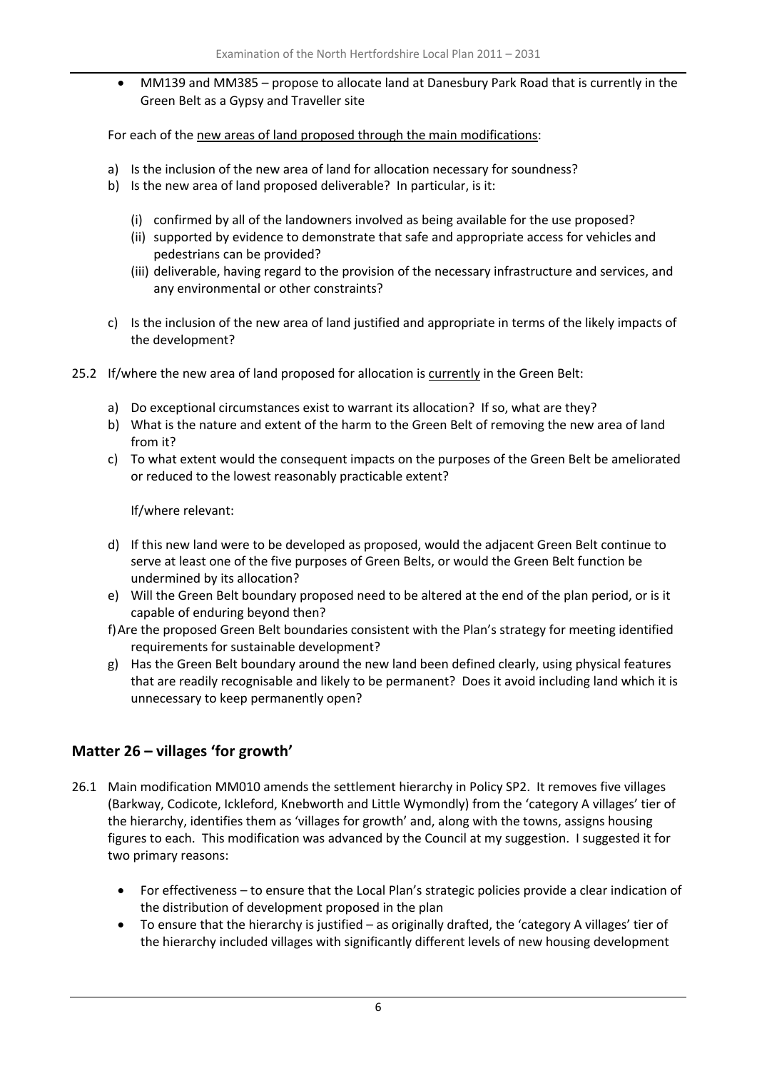- MM139 and MM385 – propose to allocate land at Danesbury Park Road that is currently in the Green Belt as a Gypsy and Traveller site

For each of the new areas of land proposed through the main modifications:

a) Is the inclusion of the new area of land for allocation necessary for soundness?
b) Is the new area of land proposed deliverable? In particular, is it:
   (i) confirmed by all of the landowners involved as being available for the use proposed?
   (ii) supported by evidence to demonstrate that safe and appropriate access for vehicles and pedestrians can be provided?
   (iii) deliverable, having regard to the provision of the necessary infrastructure and services, and any environmental or other constraints?
c) Is the inclusion of the new area of land justified and appropriate in terms of the likely impacts of the development?

25.2 If/where the new area of land proposed for allocation is currently in the Green Belt:

a) Do exceptional circumstances exist to warrant its allocation? If so, what are they?
b) What is the nature and extent of the harm to the Green Belt of removing the new area of land from it?
c) To what extent would the consequent impacts on the purposes of the Green Belt be ameliorated or reduced to the lowest reasonably practicable extent?

If/where relevant:

d) If this new land were to be developed as proposed, would the adjacent Green Belt continue to serve at least one of the five purposes of Green Belts, or would the Green Belt function be undermined by its allocation?
e) Will the Green Belt boundary proposed need to be altered at the end of the plan period, or is it capable of enduring beyond then?
f) Are the proposed Green Belt boundaries consistent with the Plan's strategy for meeting identified requirements for sustainable development?
g) Has the Green Belt boundary around the new land been defined clearly, using physical features that are readily recognisable and likely to be permanent? Does it avoid including land which it is unnecessary to keep permanently open?

## Matter 26 – villages 'for growth'

26.1 Main modification MM010 amends the settlement hierarchy in Policy SP2. It removes five villages (Barkway, Codicote, Ickleford, Knebworth and Little Wymondly) from the 'category A villages' tier of the hierarchy, identifies them as 'villages for growth' and, along with the towns, assigns housing figures to each. This modification was advanced by the Council at my suggestion. I suggested it for two primary reasons:

- For effectiveness – to ensure that the Local Plan's strategic policies provide a clear indication of the distribution of development proposed in the plan
- To ensure that the hierarchy is justified – as originally drafted, the 'category A villages' tier of the hierarchy included villages with significantly different levels of new housing development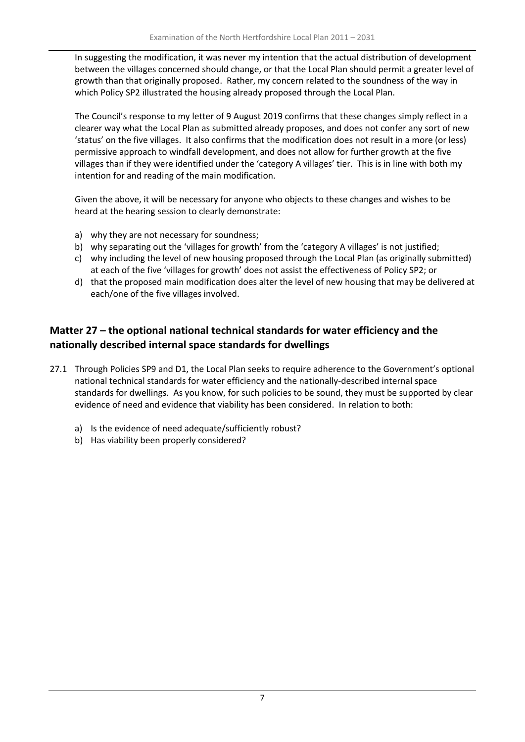In suggesting the modification, it was never my intention that the actual distribution of development between the villages concerned should change, or that the Local Plan should permit a greater level of growth than that originally proposed. Rather, my concern related to the soundness of the way in which Policy SP2 illustrated the housing already proposed through the Local Plan.

The Council's response to my letter of 9 August 2019 confirms that these changes simply reflect in a clearer way what the Local Plan as submitted already proposes, and does not confer any sort of new 'status' on the five villages. It also confirms that the modification does not result in a more (or less) permissive approach to windfall development, and does not allow for further growth at the five villages than if they were identified under the 'category A villages' tier. This is in line with both my intention for and reading of the main modification.

Given the above, it will be necessary for anyone who objects to these changes and wishes to be heard at the hearing session to clearly demonstrate:

a) why they are not necessary for soundness;
b) why separating out the 'villages for growth' from the 'category A villages' is not justified;
c) why including the level of new housing proposed through the Local Plan (as originally submitted) at each of the five 'villages for growth' does not assist the effectiveness of Policy SP2; or
d) that the proposed main modification does alter the level of new housing that may be delivered at each/one of the five villages involved.

## Matter 27 – the optional national technical standards for water efficiency and the nationally described internal space standards for dwellings

27.1 Through Policies SP9 and D1, the Local Plan seeks to require adherence to the Government's optional national technical standards for water efficiency and the nationally-described internal space standards for dwellings. As you know, for such policies to be sound, they must be supported by clear evidence of need and evidence that viability has been considered. In relation to both:

a) Is the evidence of need adequate/sufficiently robust?
b) Has viability been properly considered?